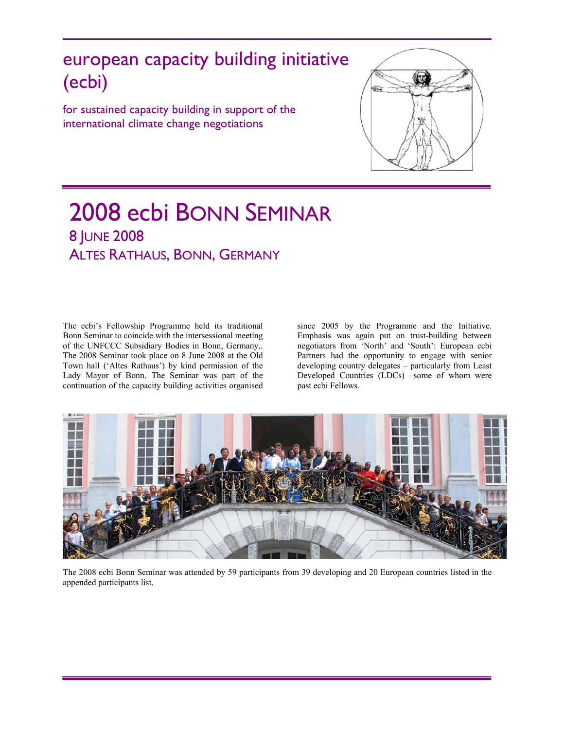# european capacity building initiative (ecbi)

for sustained capacity building in support of the international climate change negotiations

# 2008 ecbi BONN SEMINAR

## 8 JUNE 2008

## ALTES RATHAUS, BONN, GERMANY

The ecbi's Fellowship Programme held its traditional Bonn Seminar to coincide with the intersessional meeting of the UNFCCC Subsidiary Bodies in Bonn, Germany,. The 2008 Seminar took place on 8 June 2008 at the Old Town hall ('Altes Rathaus') by kind permission of the Lady Mayor of Bonn. The Seminar was part of the continuation of the capacity building activities organised since 2005 by the Programme and the Initiative. Emphasis was again put on trust-building between negotiators from 'North' and 'South': European ecbi Partners had the opportunity to engage with senior developing country delegates – particularly from Least Developed Countries (LDCs) –some of whom were past ecbi Fellows.

The 2008 ecbi Bonn Seminar was attended by 59 participants from 39 developing and 20 European countries listed in the appended participants list.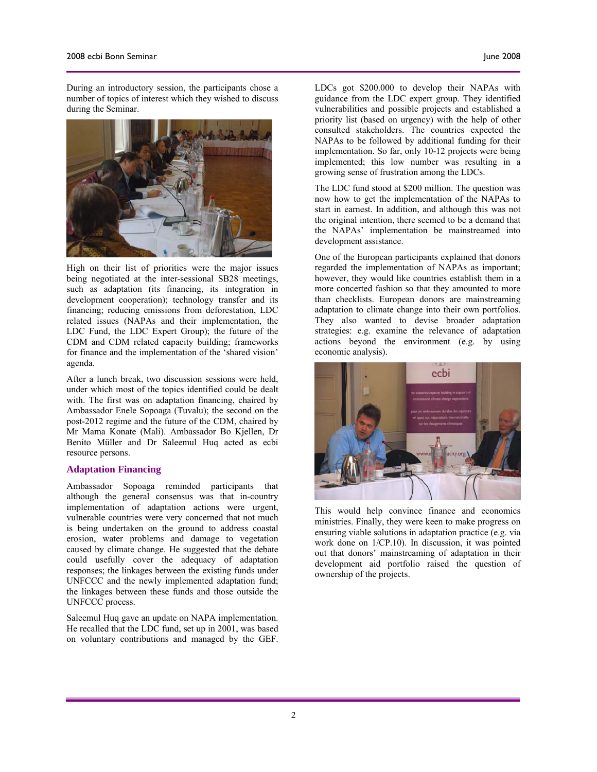During an introductory session, the participants chose a number of topics of interest which they wished to discuss during the Seminar.

High on their list of priorities were the major issues being negotiated at the inter-sessional SB28 meetings, such as adaptation (its financing, its integration in development cooperation); technology transfer and its financing; reducing emissions from deforestation, LDC related issues (NAPAs and their implementation, the LDC Fund, the LDC Expert Group); the future of the CDM and CDM related capacity building; frameworks for finance and the implementation of the 'shared vision' agenda.

After a lunch break, two discussion sessions were held, under which most of the topics identified could be dealt with. The first was on adaptation financing, chaired by Ambassador Enele Sopoaga (Tuvalu); the second on the post-2012 regime and the future of the CDM, chaired by Mr Mama Konate (Mali). Ambassador Bo Kjellen, Dr Benito Müller and Dr Saleemul Huq acted as ecbi resource persons.

## Adaptation Financing

Ambassador Sopoaga reminded participants that although the general consensus was that in-country implementation of adaptation actions were urgent, vulnerable countries were very concerned that not much is being undertaken on the ground to address coastal erosion, water problems and damage to vegetation caused by climate change. He suggested that the debate could usefully cover the adequacy of adaptation responses; the linkages between the existing funds under UNFCCC and the newly implemented adaptation fund; the linkages between these funds and those outside the UNFCCC process.

Saleemul Huq gave an update on NAPA implementation. He recalled that the LDC fund, set up in 2001, was based on voluntary contributions and managed by the GEF. LDCs got $200.000 to develop their NAPAs with guidance from the LDC expert group. They identified vulnerabilities and possible projects and established a priority list (based on urgency) with the help of other consulted stakeholders. The countries expected the NAPAs to be followed by additional funding for their implementation. So far, only 10-12 projects were being implemented; this low number was resulting in a growing sense of frustration among the LDCs.

The LDC fund stood at $200 million. The question was now how to get the implementation of the NAPAs to start in earnest. In addition, and although this was not the original intention, there seemed to be a demand that the NAPAs' implementation be mainstreamed into development assistance.

One of the European participants explained that donors regarded the implementation of NAPAs as important; however, they would like countries establish them in a more concerted fashion so that they amounted to more than checklists. European donors are mainstreaming adaptation to climate change into their own portfolios. They also wanted to devise broader adaptation strategies: e.g. examine the relevance of adaptation actions beyond the environment (e.g. by using economic analysis).

This would help convince finance and economics ministries. Finally, they were keen to make progress on ensuring viable solutions in adaptation practice (e.g. via work done on 1/CP.10). In discussion, it was pointed out that donors' mainstreaming of adaptation in their development aid portfolio raised the question of ownership of the projects.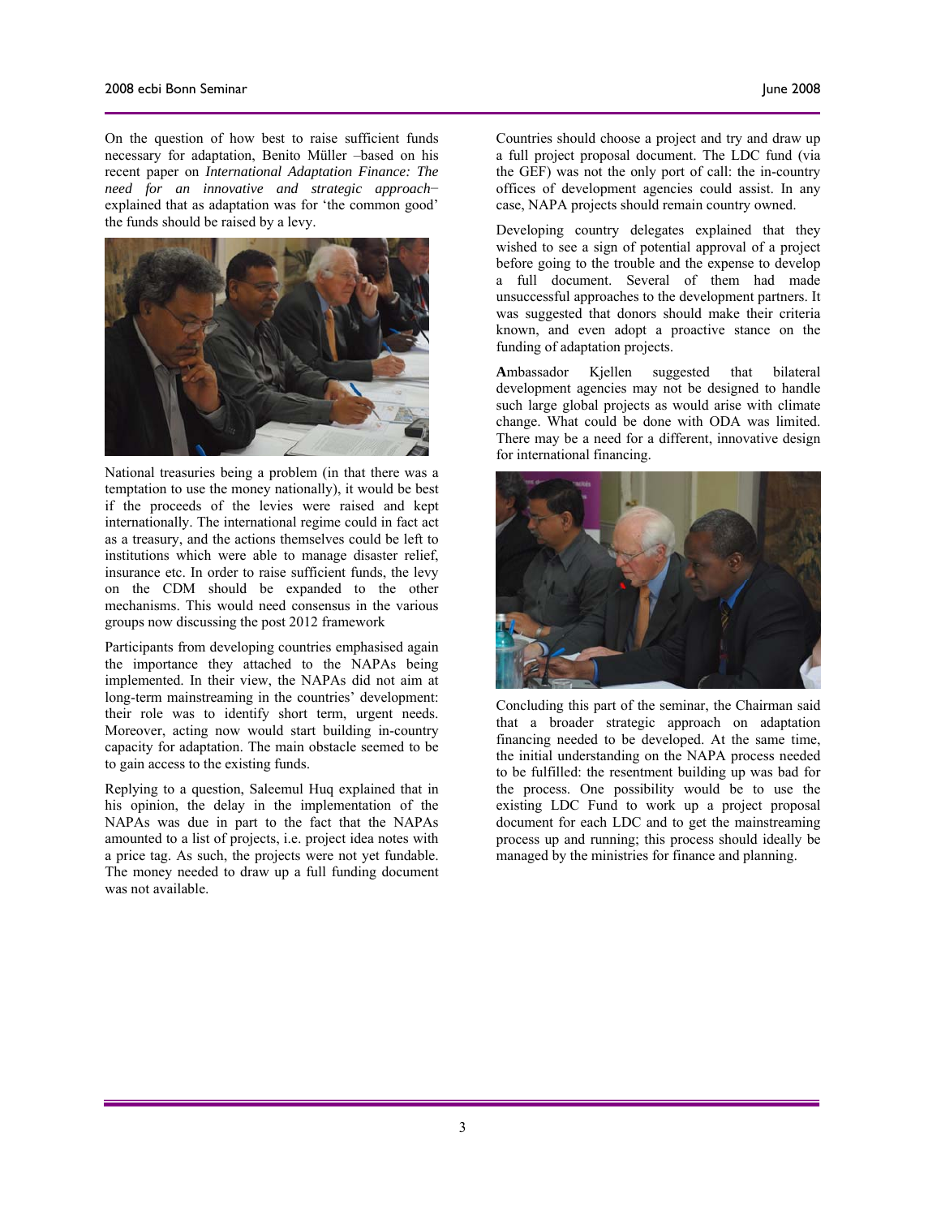On the question of how best to raise sufficient funds necessary for adaptation, Benito Müller –based on his recent paper on *International Adaptation Finance: The need for an innovative and strategic approach*– explained that as adaptation was for 'the common good' the funds should be raised by a levy.

National treasuries being a problem (in that there was a temptation to use the money nationally), it would be best if the proceeds of the levies were raised and kept internationally. The international regime could in fact act as a treasury, and the actions themselves could be left to institutions which were able to manage disaster relief, insurance etc. In order to raise sufficient funds, the levy on the CDM should be expanded to the other mechanisms. This would need consensus in the various groups now discussing the post 2012 framework

Participants from developing countries emphasised again the importance they attached to the NAPAs being implemented. In their view, the NAPAs did not aim at long-term mainstreaming in the countries' development: their role was to identify short term, urgent needs. Moreover, acting now would start building in-country capacity for adaptation. The main obstacle seemed to be to gain access to the existing funds.

Replying to a question, Saleemul Huq explained that in his opinion, the delay in the implementation of the NAPAs was due in part to the fact that the NAPAs amounted to a list of projects, i.e. project idea notes with a price tag. As such, the projects were not yet fundable. The money needed to draw up a full funding document was not available.

Countries should choose a project and try and draw up a full project proposal document. The LDC fund (via the GEF) was not the only port of call: the in-country offices of development agencies could assist. In any case, NAPA projects should remain country owned.

Developing country delegates explained that they wished to see a sign of potential approval of a project before going to the trouble and the expense to develop a full document. Several of them had made unsuccessful approaches to the development partners. It was suggested that donors should make their criteria known, and even adopt a proactive stance on the funding of adaptation projects.

Ambassador Kjellen suggested that bilateral development agencies may not be designed to handle such large global projects as would arise with climate change. What could be done with ODA was limited. There may be a need for a different, innovative design for international financing.

Concluding this part of the seminar, the Chairman said that a broader strategic approach on adaptation financing needed to be developed. At the same time, the initial understanding on the NAPA process needed to be fulfilled: the resentment building up was bad for the process. One possibility would be to use the existing LDC Fund to work up a project proposal document for each LDC and to get the mainstreaming process up and running; this process should ideally be managed by the ministries for finance and planning.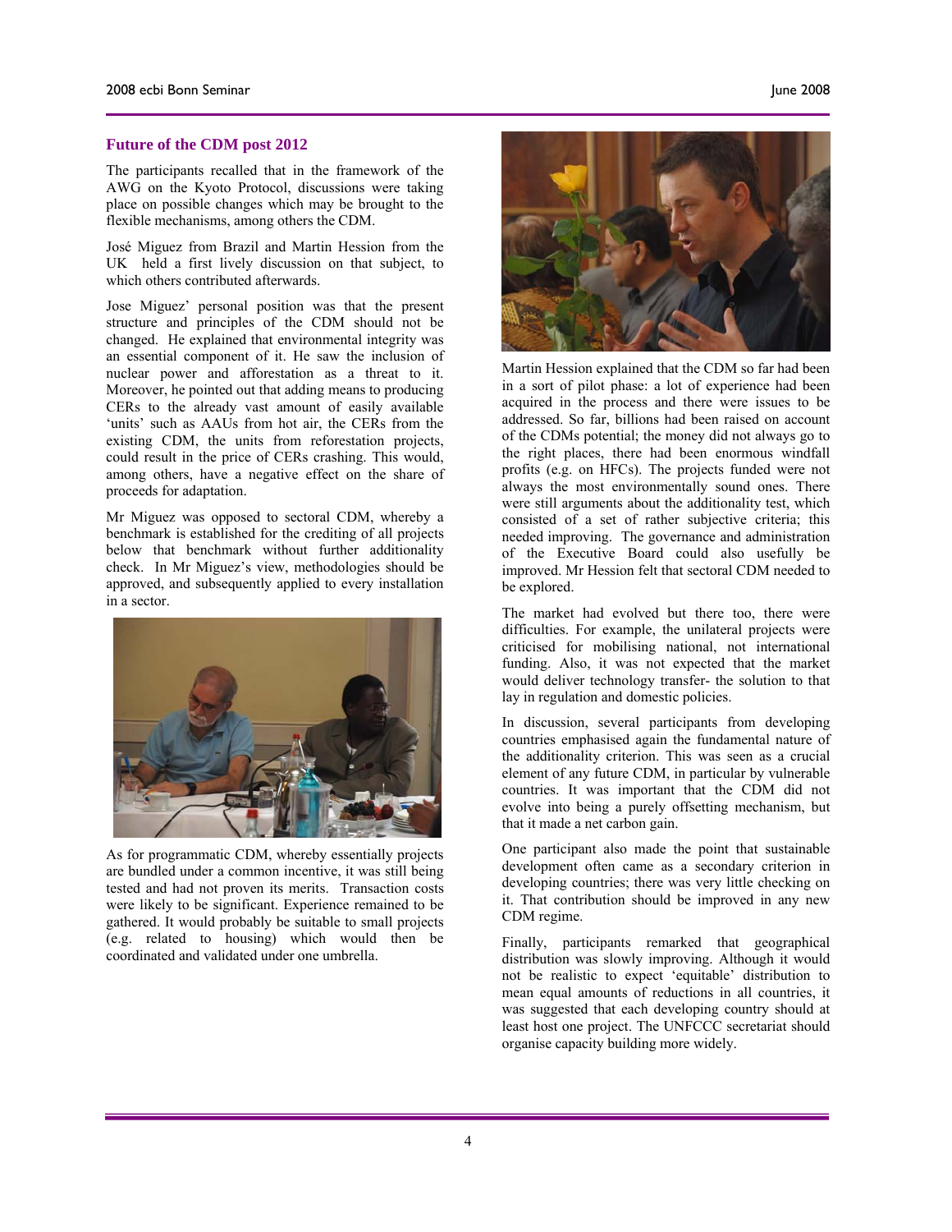## Future of the CDM post 2012

The participants recalled that in the framework of the AWG on the Kyoto Protocol, discussions were taking place on possible changes which may be brought to the flexible mechanisms, among others the CDM.

José Miguez from Brazil and Martin Hession from the UK held a first lively discussion on that subject, to which others contributed afterwards.

Jose Miguez' personal position was that the present structure and principles of the CDM should not be changed. He explained that environmental integrity was an essential component of it. He saw the inclusion of nuclear power and afforestation as a threat to it. Moreover, he pointed out that adding means to producing CERs to the already vast amount of easily available 'units' such as AAUs from hot air, the CERs from the existing CDM, the units from reforestation projects, could result in the price of CERs crashing. This would, among others, have a negative effect on the share of proceeds for adaptation.

Mr Miguez was opposed to sectoral CDM, whereby a benchmark is established for the crediting of all projects below that benchmark without further additionality check. In Mr Miguez's view, methodologies should be approved, and subsequently applied to every installation in a sector.

As for programmatic CDM, whereby essentially projects are bundled under a common incentive, it was still being tested and had not proven its merits. Transaction costs were likely to be significant. Experience remained to be gathered. It would probably be suitable to small projects (e.g. related to housing) which would then be coordinated and validated under one umbrella.

Martin Hession explained that the CDM so far had been in a sort of pilot phase: a lot of experience had been acquired in the process and there were issues to be addressed. So far, billions had been raised on account of the CDMs potential; the money did not always go to the right places, there had been enormous windfall profits (e.g. on HFCs). The projects funded were not always the most environmentally sound ones. There were still arguments about the additionality test, which consisted of a set of rather subjective criteria; this needed improving. The governance and administration of the Executive Board could also usefully be improved. Mr Hession felt that sectoral CDM needed to be explored.

The market had evolved but there too, there were difficulties. For example, the unilateral projects were criticised for mobilising national, not international funding. Also, it was not expected that the market would deliver technology transfer- the solution to that lay in regulation and domestic policies.

In discussion, several participants from developing countries emphasised again the fundamental nature of the additionality criterion. This was seen as a crucial element of any future CDM, in particular by vulnerable countries. It was important that the CDM did not evolve into being a purely offsetting mechanism, but that it made a net carbon gain.

One participant also made the point that sustainable development often came as a secondary criterion in developing countries; there was very little checking on it. That contribution should be improved in any new CDM regime.

Finally, participants remarked that geographical distribution was slowly improving. Although it would not be realistic to expect 'equitable' distribution to mean equal amounts of reductions in all countries, it was suggested that each developing country should at least host one project. The UNFCCC secretariat should organise capacity building more widely.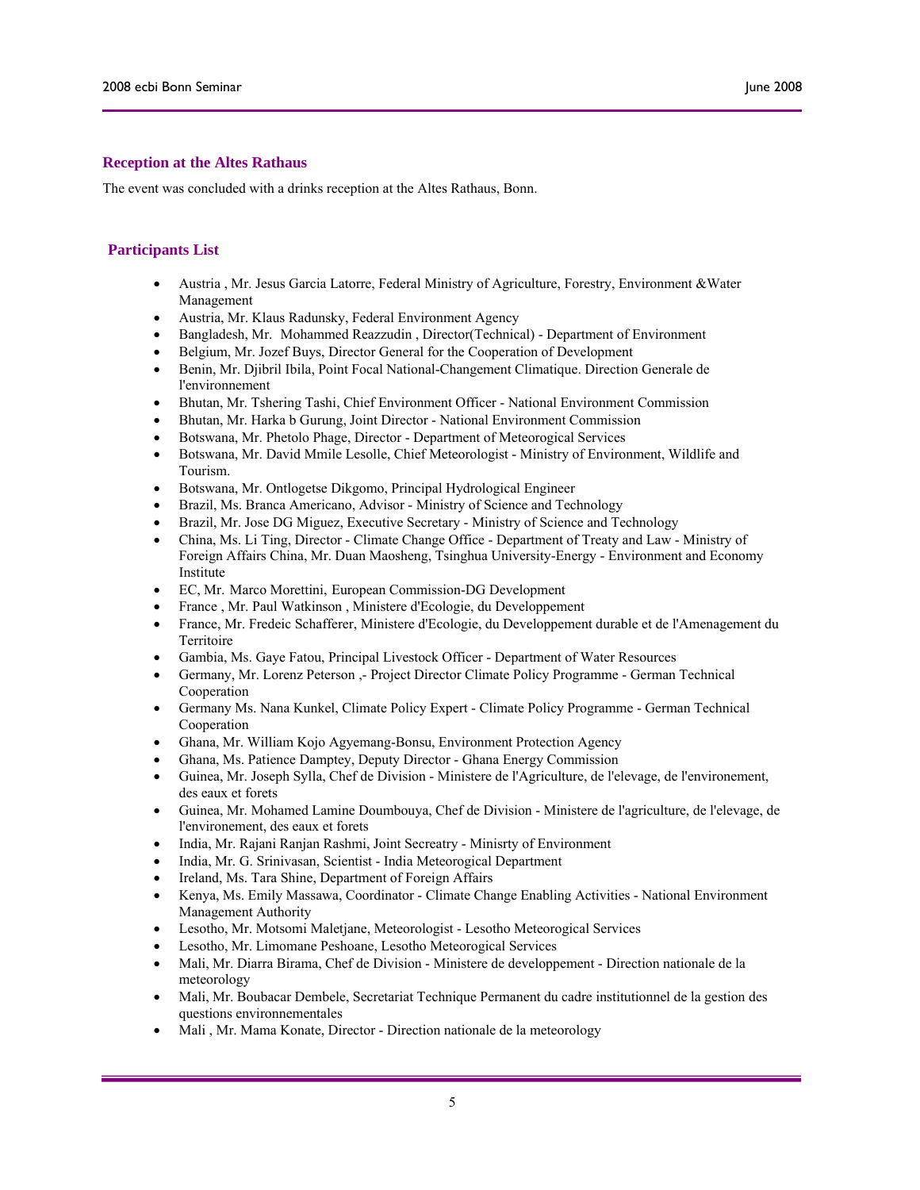## Reception at the Altes Rathaus

The event was concluded with a drinks reception at the Altes Rathaus, Bonn.

## Participants List

- Austria , Mr. Jesus Garcia Latorre, Federal Ministry of Agriculture, Forestry, Environment &Water Management
- Austria, Mr. Klaus Radunsky, Federal Environment Agency
- Bangladesh, Mr. Mohammed Reazzudin , Director(Technical) - Department of Environment
- Belgium, Mr. Jozef Buys, Director General for the Cooperation of Development
- Benin, Mr. Djibril Ibila, Point Focal National-Changement Climatique. Direction Generale de l'environnement
- Bhutan, Mr. Tshering Tashi, Chief Environment Officer - National Environment Commission
- Bhutan, Mr. Harka b Gurung, Joint Director - National Environment Commission
- Botswana, Mr. Phetolo Phage, Director - Department of Meteorogical Services
- Botswana, Mr. David Mmile Lesolle, Chief Meteorologist - Ministry of Environment, Wildlife and Tourism.
- Botswana, Mr. Ontlogetse Dikgomo, Principal Hydrological Engineer
- Brazil, Ms. Branca Americano, Advisor - Ministry of Science and Technology
- Brazil, Mr. Jose DG Miguez, Executive Secretary - Ministry of Science and Technology
- China, Ms. Li Ting, Director - Climate Change Office - Department of Treaty and Law - Ministry of Foreign Affairs China, Mr. Duan Maosheng, Tsinghua University-Energy - Environment and Economy Institute
- EC, Mr. Marco Morettini, European Commission-DG Development
- France , Mr. Paul Watkinson , Ministere d'Ecologie, du Developpement
- France, Mr. Fredeic Schafferer, Ministere d'Ecologie, du Developpement durable et de l'Amenagement du Territoire
- Gambia, Ms. Gaye Fatou, Principal Livestock Officer - Department of Water Resources
- Germany, Mr. Lorenz Peterson ,- Project Director Climate Policy Programme - German Technical Cooperation
- Germany Ms. Nana Kunkel, Climate Policy Expert - Climate Policy Programme - German Technical Cooperation
- Ghana, Mr. William Kojo Agyemang-Bonsu, Environment Protection Agency
- Ghana, Ms. Patience Damptey, Deputy Director - Ghana Energy Commission
- Guinea, Mr. Joseph Sylla, Chef de Division - Ministere de l'Agriculture, de l'elevage, de l'environement, des eaux et forets
- Guinea, Mr. Mohamed Lamine Doumbouya, Chef de Division - Ministere de l'agriculture, de l'elevage, de l'environement, des eaux et forets
- India, Mr. Rajani Ranjan Rashmi, Joint Secreatry - Minisrty of Environment
- India, Mr. G. Srinivasan, Scientist - India Meteorogical Department
- Ireland, Ms. Tara Shine, Department of Foreign Affairs
- Kenya, Ms. Emily Massawa, Coordinator - Climate Change Enabling Activities - National Environment Management Authority
- Lesotho, Mr. Motsomi Maletjane, Meteorologist - Lesotho Meteorogical Services
- Lesotho, Mr. Limomane Peshoane, Lesotho Meteorogical Services
- Mali, Mr. Diarra Birama, Chef de Division - Ministere de developpement - Direction nationale de la meteorology
- Mali, Mr. Boubacar Dembele, Secretariat Technique Permanent du cadre institutionnel de la gestion des questions environnementales
- Mali , Mr. Mama Konate, Director - Direction nationale de la meteorology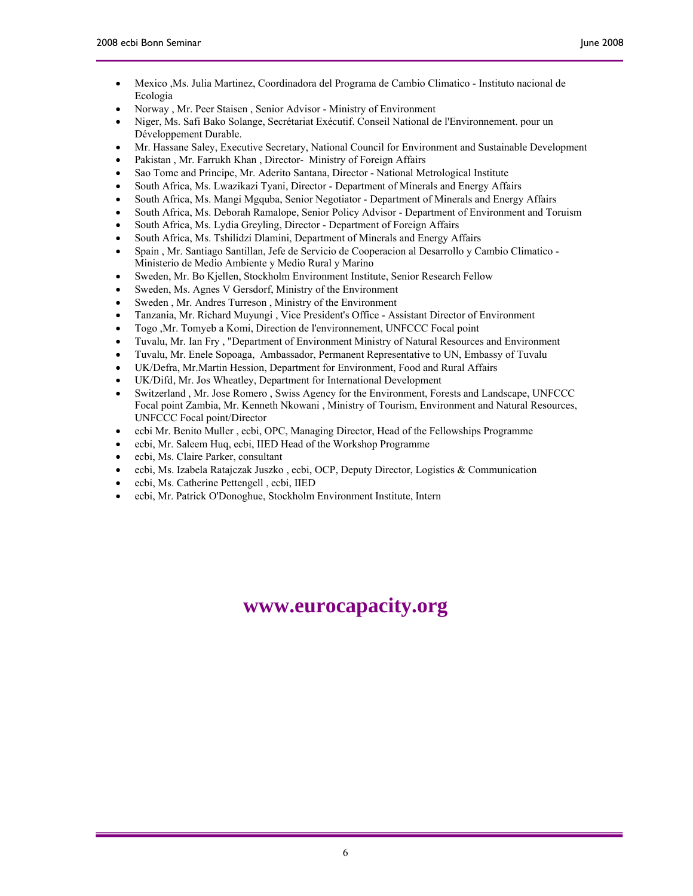- Mexico ,Ms. Julia Martinez, Coordinadora del Programa de Cambio Climatico - Instituto nacional de Ecologia
- Norway , Mr. Peer Staisen , Senior Advisor - Ministry of Environment
- Niger, Ms. Safi Bako Solange, Secrétariat Exécutif. Conseil National de l'Environnement. pour un Développement Durable.
- Mr. Hassane Saley, Executive Secretary, National Council for Environment and Sustainable Development
- Pakistan , Mr. Farrukh Khan , Director- Ministry of Foreign Affairs
- Sao Tome and Principe, Mr. Aderito Santana, Director - National Metrological Institute
- South Africa, Ms. Lwazikazi Tyani, Director - Department of Minerals and Energy Affairs
- South Africa, Ms. Mangi Mgquba, Senior Negotiator - Department of Minerals and Energy Affairs
- South Africa, Ms. Deborah Ramalope, Senior Policy Advisor - Department of Environment and Toruism
- South Africa, Ms. Lydia Greyling, Director - Department of Foreign Affairs
- South Africa, Ms. Tshilidzi Dlamini, Department of Minerals and Energy Affairs
- Spain , Mr. Santiago Santillan, Jefe de Servicio de Cooperacion al Desarrollo y Cambio Climatico - Ministerio de Medio Ambiente y Medio Rural y Marino
- Sweden, Mr. Bo Kjellen, Stockholm Environment Institute, Senior Research Fellow
- Sweden, Ms. Agnes V Gersdorf, Ministry of the Environment
- Sweden , Mr. Andres Turreson , Ministry of the Environment
- Tanzania, Mr. Richard Muyungi , Vice President's Office - Assistant Director of Environment
- Togo ,Mr. Tomyeb a Komi, Direction de l'environnement, UNFCCC Focal point
- Tuvalu, Mr. Ian Fry , "Department of Environment Ministry of Natural Resources and Environment
- Tuvalu, Mr. Enele Sopoaga, Ambassador, Permanent Representative to UN, Embassy of Tuvalu
- UK/Defra, Mr.Martin Hession, Department for Environment, Food and Rural Affairs
- UK/Difd, Mr. Jos Wheatley, Department for International Development
- Switzerland , Mr. Jose Romero , Swiss Agency for the Environment, Forests and Landscape, UNFCCC Focal point Zambia, Mr. Kenneth Nkowani , Ministry of Tourism, Environment and Natural Resources, UNFCCC Focal point/Director
- ecbi Mr. Benito Muller , ecbi, OPC, Managing Director, Head of the Fellowships Programme
- ecbi, Mr. Saleem Huq, ecbi, IIED Head of the Workshop Programme
- ecbi, Ms. Claire Parker, consultant
- ecbi, Ms. Izabela Ratajczak Juszko , ecbi, OCP, Deputy Director, Logistics & Communication
- ecbi, Ms. Catherine Pettengell , ecbi, IIED
- ecbi, Mr. Patrick O'Donoghue, Stockholm Environment Institute, Intern

**www.eurocapacity.org**